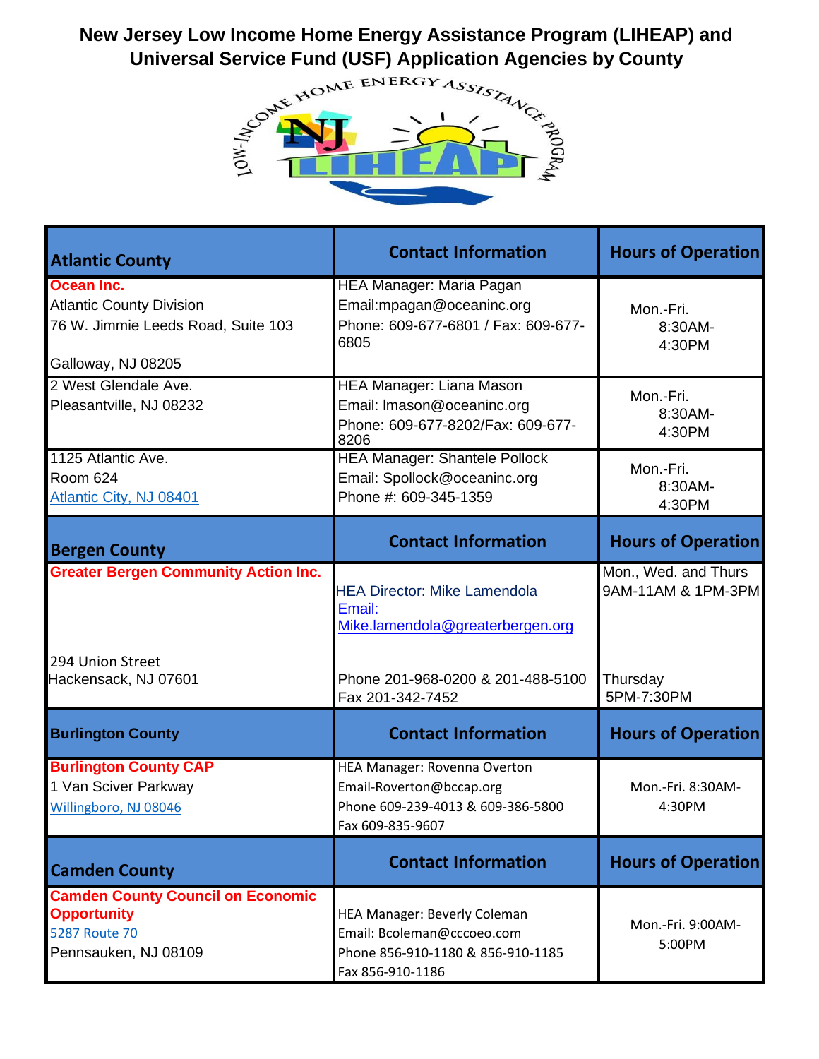# New Jersey Low Income Home Energy Assistance Program (LIHEAP) and Universal Service Fund (USF) Application Agencies by County

| Atlantic County | Contact Information | Hours of Operation |
|---|---|---|
| **Ocean Inc.**<br>Atlantic County Division<br>76 W. Jimmie Leeds Road, Suite 103<br><br>Galloway, NJ 08205 | HEA Manager: Maria Pagan<br>Email:mpagan@oceaninc.org<br>Phone: 609-677-6801 / Fax: 609-677-6805 | Mon.-Fri. 8:30AM-4:30PM |
| 2 West Glendale Ave.<br>Pleasantville, NJ 08232 | HEA Manager: Liana Mason<br>Email: lmason@oceaninc.org<br>Phone: 609-677-8202/Fax: 609-677-8206 | Mon.-Fri. 8:30AM-4:30PM |
| 1125 Atlantic Ave.<br>Room 624<br>Atlantic City, NJ 08401 | HEA Manager: Shantele Pollock<br>Email: Spollock@oceaninc.org<br>Phone #: 609-345-1359 | Mon.-Fri. 8:30AM-4:30PM |
| **Bergen County** | **Contact Information** | **Hours of Operation** |
| **Greater Bergen Community Action Inc.**<br><br>294 Union Street<br>Hackensack, NJ 07601 | HEA Director: Mike Lamendola<br>Email: Mike.lamendola@greaterbergen.org<br><br>Phone 201-968-0200 & 201-488-5100<br>Fax 201-342-7452 | Mon., Wed. and Thurs 9AM-11AM & 1PM-3PM<br><br>Thursday 5PM-7:30PM |
| **Burlington County** | **Contact Information** | **Hours of Operation** |
| **Burlington County CAP**<br>1 Van Sciver Parkway<br>Willingboro, NJ 08046 | HEA Manager: Rovenna Overton<br>Email-Roverton@bccap.org<br>Phone 609-239-4013 & 609-386-5800<br>Fax 609-835-9607 | Mon.-Fri. 8:30AM-4:30PM |
| **Camden County** | **Contact Information** | **Hours of Operation** |
| **Camden County Council on Economic Opportunity**<br>5287 Route 70<br>Pennsauken, NJ 08109 | HEA Manager: Beverly Coleman<br>Email: Bcoleman@cccoeo.com<br>Phone 856-910-1180 & 856-910-1185<br>Fax 856-910-1186 | Mon.-Fri. 9:00AM-5:00PM |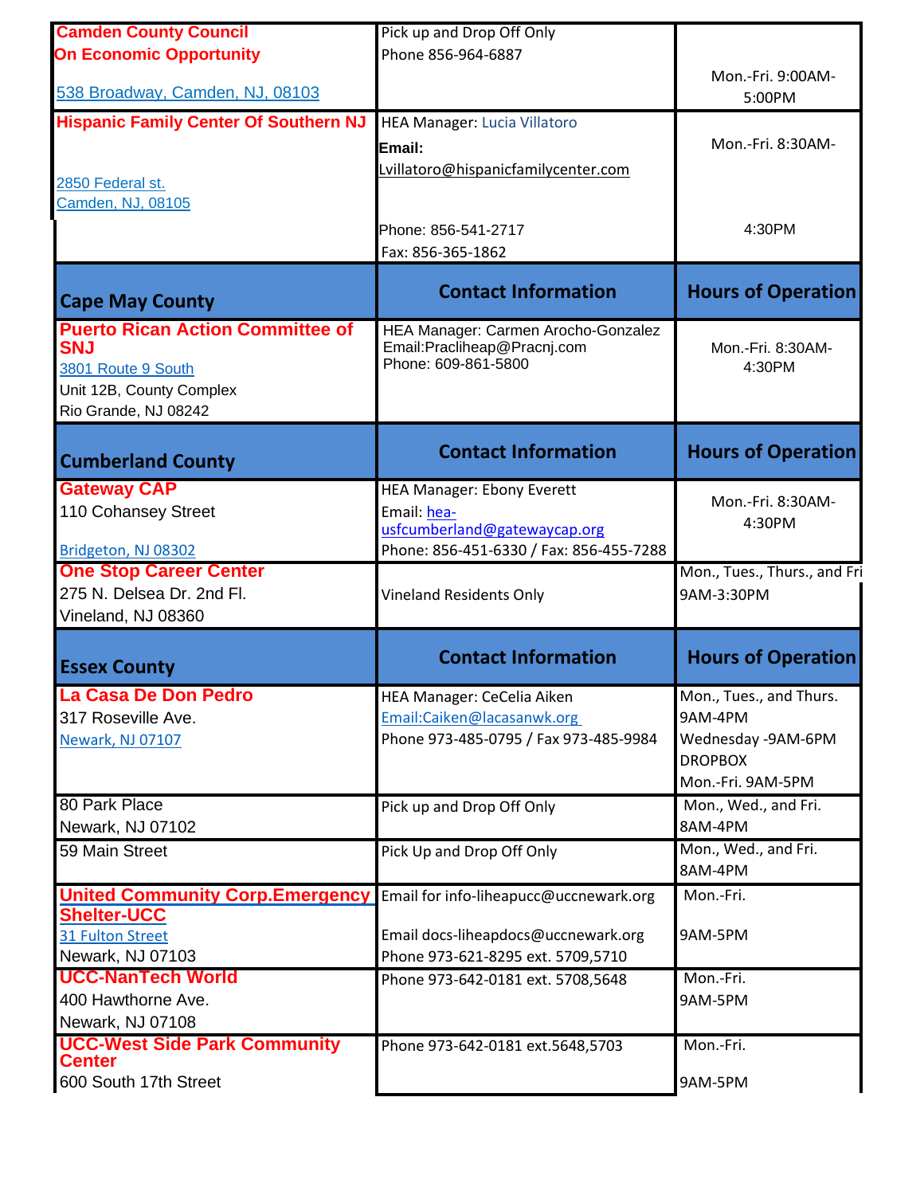| Camden County Council On Economic Opportunity<br>538 Broadway, Camden, NJ, 08103 | Pick up and Drop Off Only<br>Phone 856-964-6887 | Mon.-Fri. 9:00AM-5:00PM |
|---|---|---|
| **Hispanic Family Center Of Southern NJ**<br>2850 Federal st.<br>Camden, NJ, 08105 | HEA Manager: Lucia Villatoro<br>**Email:**<br>Lvillatoro@hispanicfamilycenter.com<br>Phone: 856-541-2717<br>Fax: 856-365-1862 | Mon.-Fri. 8:30AM-4:30PM |

| Cape May County | Contact Information | Hours of Operation |
|---|---|---|
| **Puerto Rican Action Committee of SNJ**<br>3801 Route 9 South<br>Unit 12B, County Complex<br>Rio Grande, NJ 08242 | HEA Manager: Carmen Arocho-Gonzalez<br>Email:Pracliheap@Pracnj.com<br>Phone: 609-861-5800 | Mon.-Fri. 8:30AM-4:30PM |

| Cumberland County | Contact Information | Hours of Operation |
|---|---|---|
| **Gateway CAP**<br>110 Cohansey Street<br>Bridgeton, NJ 08302 | HEA Manager: Ebony Everett<br>Email: hea-usfcumberland@gatewaycap.org<br>Phone: 856-451-6330 / Fax: 856-455-7288 | Mon.-Fri. 8:30AM-4:30PM |
| **One Stop Career Center**<br>275 N. Delsea Dr. 2nd Fl.<br>Vineland, NJ 08360 | Vineland Residents Only | Mon., Tues., Thurs., and Fri<br>9AM-3:30PM |

| Essex County | Contact Information | Hours of Operation |
|---|---|---|
| **La Casa De Don Pedro**<br>317 Roseville Ave.<br>Newark, NJ 07107 | HEA Manager: CeCelia Aiken<br>Email:Caiken@lacasanwk.org<br>Phone 973-485-0795 / Fax 973-485-9984 | Mon., Tues., and Thurs.<br>9AM-4PM<br>Wednesday -9AM-6PM<br>DROPBOX<br>Mon.-Fri. 9AM-5PM |
| 80 Park Place<br>Newark, NJ 07102 | Pick up and Drop Off Only | Mon., Wed., and Fri.<br>8AM-4PM |
| 59 Main Street | Pick Up and Drop Off Only | Mon., Wed., and Fri.<br>8AM-4PM |
| **United Community Corp.Emergency Shelter-UCC**<br>31 Fulton Street<br>Newark, NJ 07103 | Email for info-liheapucc@uccnewark.org<br>Email docs-liheapdocs@uccnewark.org<br>Phone 973-621-8295 ext. 5709,5710 | Mon.-Fri.<br>9AM-5PM |
| **UCC-NanTech World**<br>400 Hawthorne Ave.<br>Newark, NJ 07108 | Phone 973-642-0181 ext. 5708,5648 | Mon.-Fri.<br>9AM-5PM |
| **UCC-West Side Park Community Center**<br>600 South 17th Street | Phone 973-642-0181 ext.5648,5703 | Mon.-Fri.<br>9AM-5PM |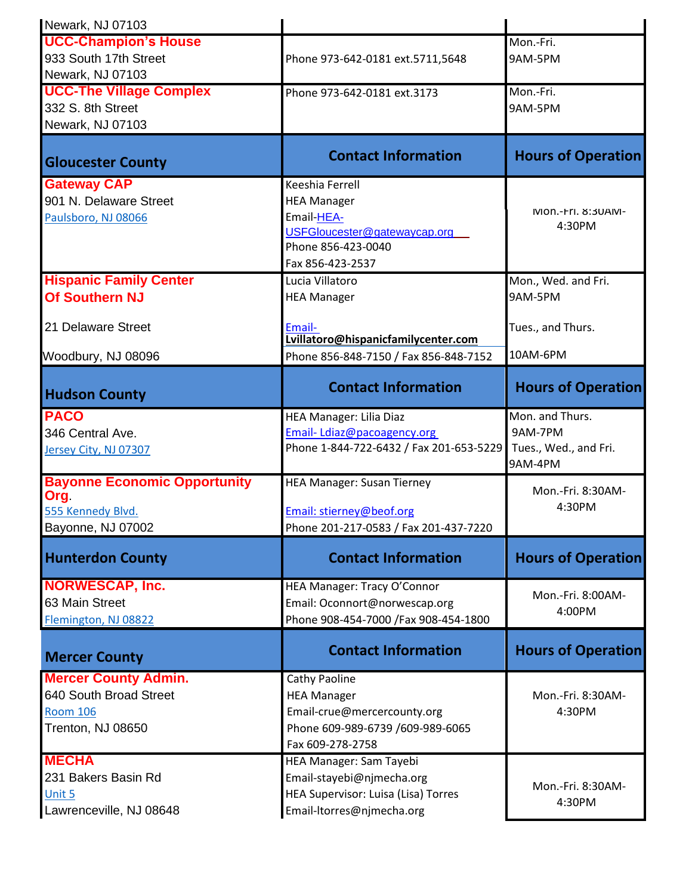| | | |
|---|---|---|
| Newark, NJ 07103 | | |
| **UCC-Champion's House**<br>933 South 17th Street<br>Newark, NJ 07103 | Phone 973-642-0181 ext.5711,5648 | Mon.-Fri.<br>9AM-5PM |
| **UCC-The Village Complex**<br>332 S. 8th Street<br>Newark, NJ 07103 | Phone 973-642-0181 ext.3173 | Mon.-Fri.<br>9AM-5PM |

| Gloucester County | Contact Information | Hours of Operation |
|---|---|---|
| **Gateway CAP**<br>901 N. Delaware Street<br>Paulsboro, NJ 08066 | Keeshia Ferrell<br>HEA Manager<br>Email-HEA-USFGloucester@gatewaycap.org<br>Phone 856-423-0040<br>Fax 856-423-2537 | Mon.-Fri. 8:30AM-4:30PM |
| **Hispanic Family Center Of Southern NJ**<br>21 Delaware Street<br>Woodbury, NJ 08096 | Lucia Villatoro<br>HEA Manager<br>Email-Lvillatoro@hispanicfamilycenter.com<br>Phone 856-848-7150 / Fax 856-848-7152 | Mon., Wed. and Fri.<br>9AM-5PM<br>Tues., and Thurs.<br>10AM-6PM |

| Hudson County | Contact Information | Hours of Operation |
|---|---|---|
| **PACO**<br>346 Central Ave.<br>Jersey City, NJ 07307 | HEA Manager: Lilia Diaz<br>Email- Ldiaz@pacoagency.org<br>Phone 1-844-722-6432 / Fax 201-653-5229 | Mon. and Thurs.<br>9AM-7PM<br>Tues., Wed., and Fri.<br>9AM-4PM |
| **Bayonne Economic Opportunity Org.**<br>555 Kennedy Blvd.<br>Bayonne, NJ 07002 | HEA Manager: Susan Tierney<br>Email: stierney@beof.org<br>Phone 201-217-0583 / Fax 201-437-7220 | Mon.-Fri. 8:30AM-4:30PM |

| Hunterdon County | Contact Information | Hours of Operation |
|---|---|---|
| **NORWESCAP, Inc.**<br>63 Main Street<br>Flemington, NJ 08822 | HEA Manager: Tracy O'Connor<br>Email: Oconnort@norwescap.org<br>Phone 908-454-7000 /Fax 908-454-1800 | Mon.-Fri. 8:00AM-4:00PM |

| Mercer County | Contact Information | Hours of Operation |
|---|---|---|
| **Mercer County Admin.**<br>640 South Broad Street<br>Room 106<br>Trenton, NJ 08650 | Cathy Paoline<br>HEA Manager<br>Email-crue@mercercounty.org<br>Phone 609-989-6739 /609-989-6065<br>Fax 609-278-2758 | Mon.-Fri. 8:30AM-4:30PM |
| **MECHA**<br>231 Bakers Basin Rd<br>Unit 5<br>Lawrenceville, NJ 08648 | HEA Manager: Sam Tayebi<br>Email-stayebi@njmecha.org<br>HEA Supervisor: Luisa (Lisa) Torres<br>Email-ltorres@njmecha.org | Mon.-Fri. 8:30AM-4:30PM |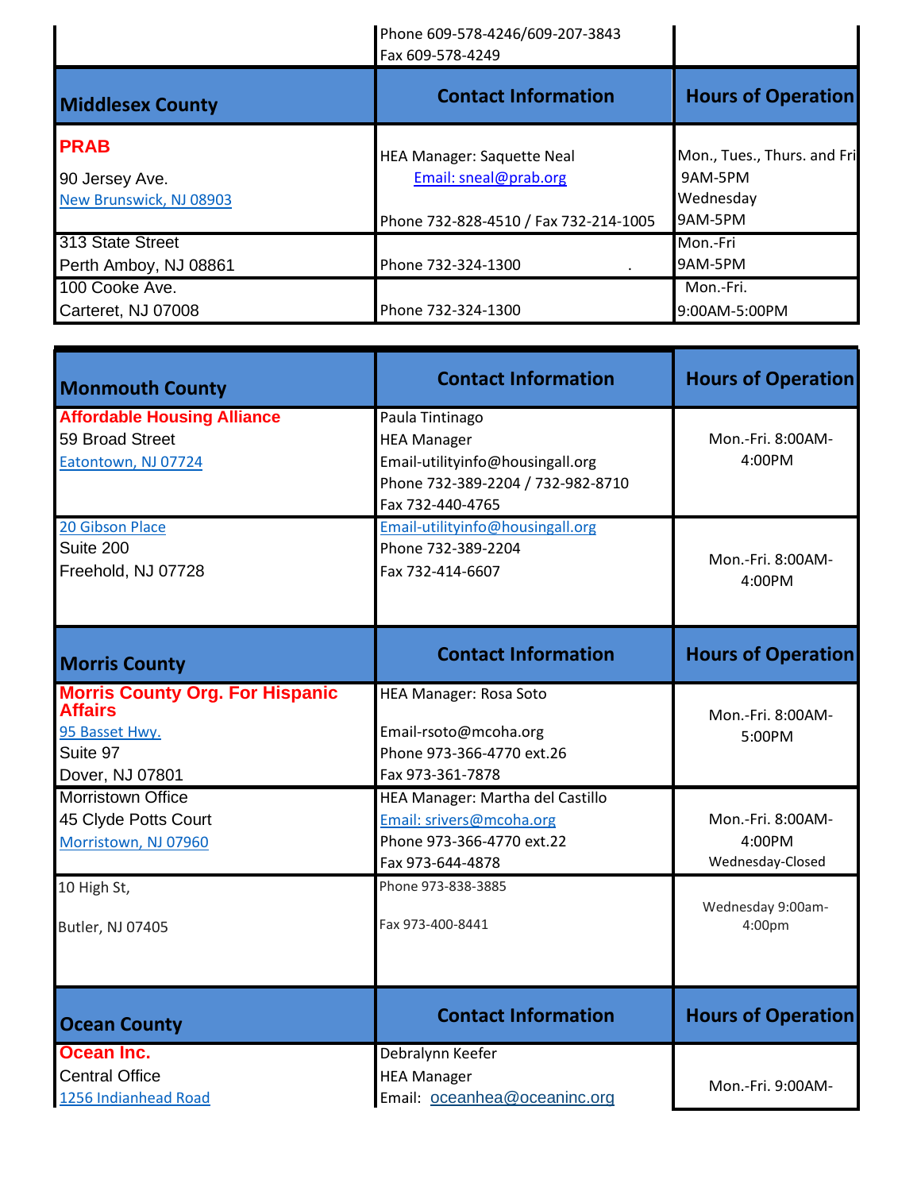| | Contact Information | Hours of Operation |
|---|---|---|
| | Phone 609-578-4246/609-207-3843<br>Fax 609-578-4249 | |

| Middlesex County | Contact Information | Hours of Operation |
|---|---|---|
| **PRAB**<br>90 Jersey Ave.<br>New Brunswick, NJ 08903 | HEA Manager: Saquette Neal<br>Email: sneal@prab.org<br>Phone 732-828-4510 / Fax 732-214-1005 | Mon., Tues., Thurs. and Fri 9AM-5PM<br>Wednesday 9AM-5PM |
| 313 State Street<br>Perth Amboy, NJ 08861 | Phone 732-324-1300 . | Mon.-Fri 9AM-5PM |
| 100 Cooke Ave.<br>Carteret, NJ 07008 | Phone 732-324-1300 | Mon.-Fri. 9:00AM-5:00PM |

| Monmouth County | Contact Information | Hours of Operation |
|---|---|---|
| **Affordable Housing Alliance**<br>59 Broad Street<br>Eatontown, NJ 07724 | Paula Tintinago<br>HEA Manager<br>Email-utilityinfo@housingall.org<br>Phone 732-389-2204 / 732-982-8710<br>Fax 732-440-4765 | Mon.-Fri. 8:00AM-4:00PM |
| 20 Gibson Place<br>Suite 200<br>Freehold, NJ 07728 | Email-utilityinfo@housingall.org<br>Phone 732-389-2204<br>Fax 732-414-6607 | Mon.-Fri. 8:00AM-4:00PM |

| Morris County | Contact Information | Hours of Operation |
|---|---|---|
| **Morris County Org. For Hispanic Affairs**<br>95 Basset Hwy.<br>Suite 97<br>Dover, NJ 07801 | HEA Manager: Rosa Soto<br>Email-rsoto@mcoha.org<br>Phone 973-366-4770 ext.26<br>Fax 973-361-7878 | Mon.-Fri. 8:00AM-5:00PM |
| Morristown Office<br>45 Clyde Potts Court<br>Morristown, NJ 07960 | HEA Manager: Martha del Castillo<br>Email: srivers@mcoha.org<br>Phone 973-366-4770 ext.22<br>Fax 973-644-4878 | Mon.-Fri. 8:00AM-4:00PM<br>Wednesday-Closed |
| 10 High St,<br>Butler, NJ 07405 | Phone 973-838-3885<br>Fax 973-400-8441 | Wednesday 9:00am-4:00pm |

| Ocean County | Contact Information | Hours of Operation |
|---|---|---|
| **Ocean Inc.**<br>Central Office<br>1256 Indianhead Road | Debralynn Keefer<br>HEA Manager<br>Email: oceanhea@oceaninc.org | Mon.-Fri. 9:00AM- |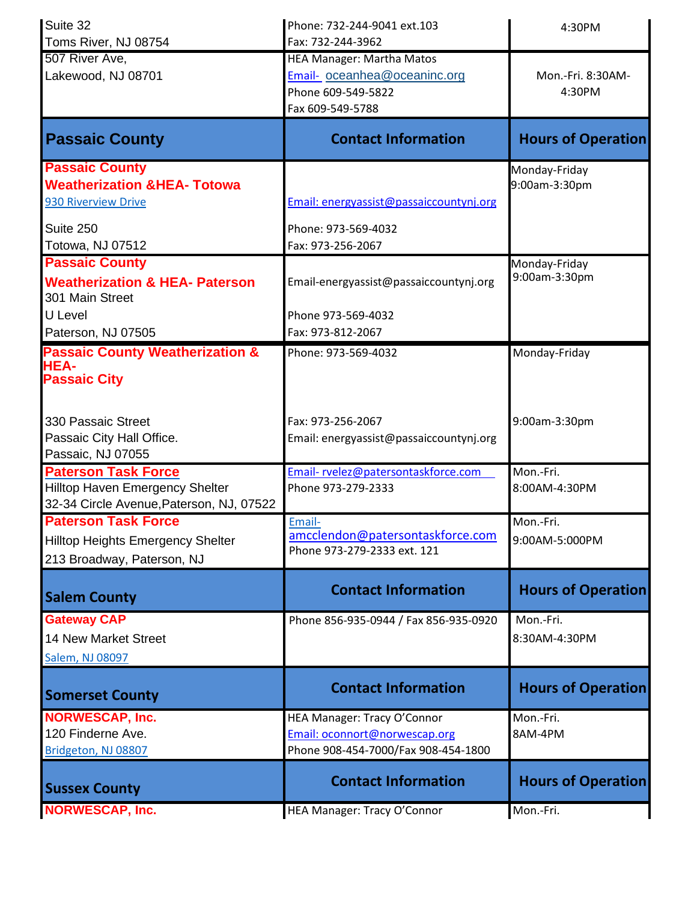| | | |
|---|---|---|
| Suite 32<br>Toms River, NJ 08754 | Phone: 732-244-9041 ext.103<br>Fax: 732-244-3962 | 4:30PM |
| 507 River Ave,<br>Lakewood, NJ 08701 | HEA Manager: Martha Matos<br>Email- oceanhea@oceaninc.org<br>Phone 609-549-5822<br>Fax 609-549-5788 | Mon.-Fri. 8:30AM-4:30PM |
| **Passaic County** | **Contact Information** | **Hours of Operation** |
| **Passaic County Weatherization &HEA- Totowa**<br>930 Riverview Drive<br>Suite 250<br>Totowa, NJ 07512 | Email: energyassist@passaiccountynj.org<br>Phone: 973-569-4032<br>Fax: 973-256-2067 | Monday-Friday<br>9:00am-3:30pm |
| **Passaic County Weatherization & HEA- Paterson**<br>301 Main Street<br>U Level<br>Paterson, NJ 07505 | Email-energyassist@passaiccountynj.org<br>Phone 973-569-4032<br>Fax: 973-812-2067 | Monday-Friday<br>9:00am-3:30pm |
| **Passaic County Weatherization & HEA- Passaic City**<br>330 Passaic Street<br>Passaic City Hall Office.<br>Passaic, NJ 07055 | Phone: 973-569-4032<br>Fax: 973-256-2067<br>Email: energyassist@passaiccountynj.org | Monday-Friday<br>9:00am-3:30pm |
| **Paterson Task Force**<br>Hilltop Haven Emergency Shelter<br>32-34 Circle Avenue,Paterson, NJ, 07522 | Email- rvelez@patersontaskforce.com<br>Phone 973-279-2333 | Mon.-Fri.<br>8:00AM-4:30PM |
| **Paterson Task Force**<br>Hilltop Heights Emergency Shelter<br>213 Broadway, Paterson, NJ | Email- amcclendon@patersontaskforce.com<br>Phone 973-279-2333 ext. 121 | Mon.-Fri.<br>9:00AM-5:000PM |
| **Salem County** | **Contact Information** | **Hours of Operation** |
| **Gateway CAP**<br>14 New Market Street<br>Salem, NJ 08097 | Phone 856-935-0944 / Fax 856-935-0920 | Mon.-Fri.<br>8:30AM-4:30PM |
| **Somerset County** | **Contact Information** | **Hours of Operation** |
| **NORWESCAP, Inc.**<br>120 Finderne Ave.<br>Bridgeton, NJ 08807 | HEA Manager: Tracy O'Connor<br>Email: oconnort@norwescap.org<br>Phone 908-454-7000/Fax 908-454-1800 | Mon.-Fri.<br>8AM-4PM |
| **Sussex County** | **Contact Information** | **Hours of Operation** |
| **NORWESCAP, Inc.** | HEA Manager: Tracy O'Connor | Mon.-Fri. |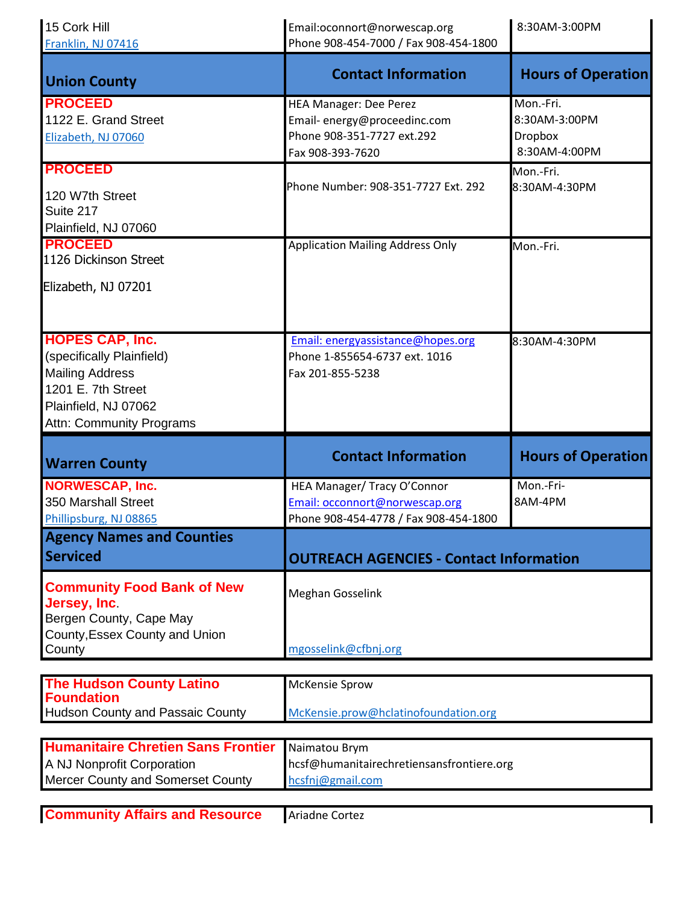| | | |
|---|---|---|
| 15 Cork Hill<br>Franklin, NJ 07416 | Email:oconnort@norwescap.org<br>Phone 908-454-7000 / Fax 908-454-1800 | 8:30AM-3:00PM |

| Union County | Contact Information | Hours of Operation |
|---|---|---|
| **PROCEED**<br>1122 E. Grand Street<br>Elizabeth, NJ 07060 | HEA Manager: Dee Perez<br>Email- energy@proceedinc.com<br>Phone 908-351-7727 ext.292<br>Fax 908-393-7620 | Mon.-Fri.<br>8:30AM-3:00PM<br>Dropbox<br>8:30AM-4:00PM |
| **PROCEED**<br>120 W7th Street<br>Suite 217<br>Plainfield, NJ 07060 | Phone Number: 908-351-7727 Ext. 292 | Mon.-Fri.<br>8:30AM-4:30PM |
| **PROCEED**<br>1126 Dickinson Street<br>Elizabeth, NJ 07201 | Application Mailing Address Only | Mon.-Fri. |
| **HOPES CAP, Inc.**<br>(specifically Plainfield)<br>Mailing Address<br>1201 E. 7th Street<br>Plainfield, NJ 07062<br>Attn: Community Programs | Email: energyassistance@hopes.org<br>Phone 1-855654-6737 ext. 1016<br>Fax 201-855-5238 | 8:30AM-4:30PM |

| Warren County | Contact Information | Hours of Operation |
|---|---|---|
| **NORWESCAP, Inc.**<br>350 Marshall Street<br>Phillipsburg, NJ 08865 | HEA Manager/ Tracy O'Connor<br>Email: occonnort@norwescap.org<br>Phone 908-454-4778 / Fax 908-454-1800 | Mon.-Fri-<br>8AM-4PM |

| Agency Names and Counties Serviced | OUTREACH AGENCIES - Contact Information |
|---|---|
| **Community Food Bank of New Jersey, Inc.**<br>Bergen County, Cape May County,Essex County and Union County | Meghan Gosselink<br>mgosselink@cfbnj.org |
| **The Hudson County Latino Foundation**<br>Hudson County and Passaic County | McKensie Sprow<br>McKensie.prow@hclatinofoundation.org |
| **Humanitaire Chretien Sans Frontier**<br>A NJ Nonprofit Corporation<br>Mercer County and Somerset County | Naimatou Brym<br>hcsf@humanitairechretiensansfrontiere.org<br>hcsfnj@gmail.com |
| **Community Affairs and Resource** | Ariadne Cortez |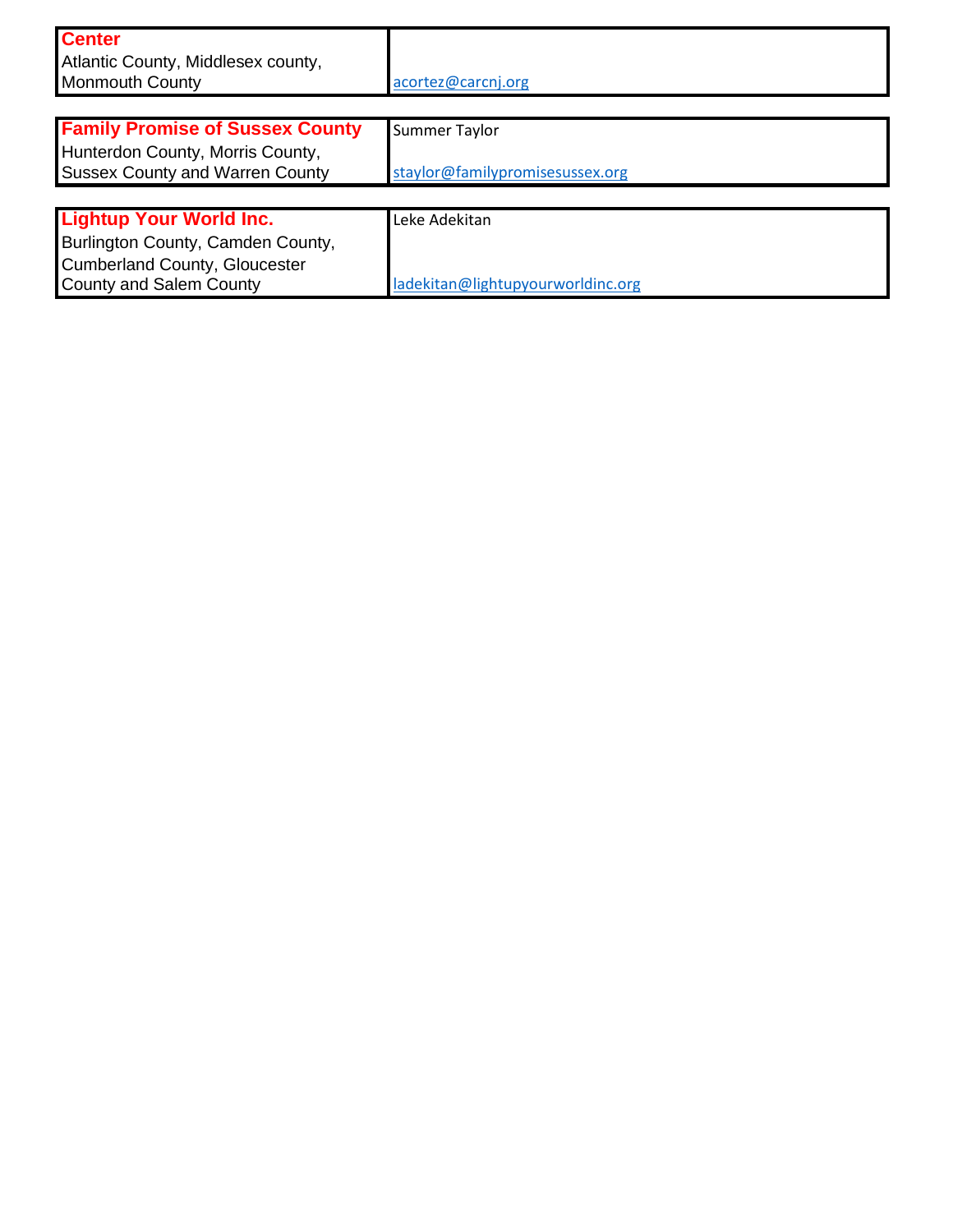| | |
|---|---|
| **Center** Atlantic County, Middlesex county, Monmouth County | acortez@carcnj.org |

| | |
|---|---|
| **Family Promise of Sussex County** Hunterdon County, Morris County, Sussex County and Warren County | Summer Taylor staylor@familypromisesussex.org |

| | |
|---|---|
| **Lightup Your World Inc.** Burlington County, Camden County, Cumberland County, Gloucester County and Salem County | Leke Adekitan ladekitan@lightupyourworldinc.org |